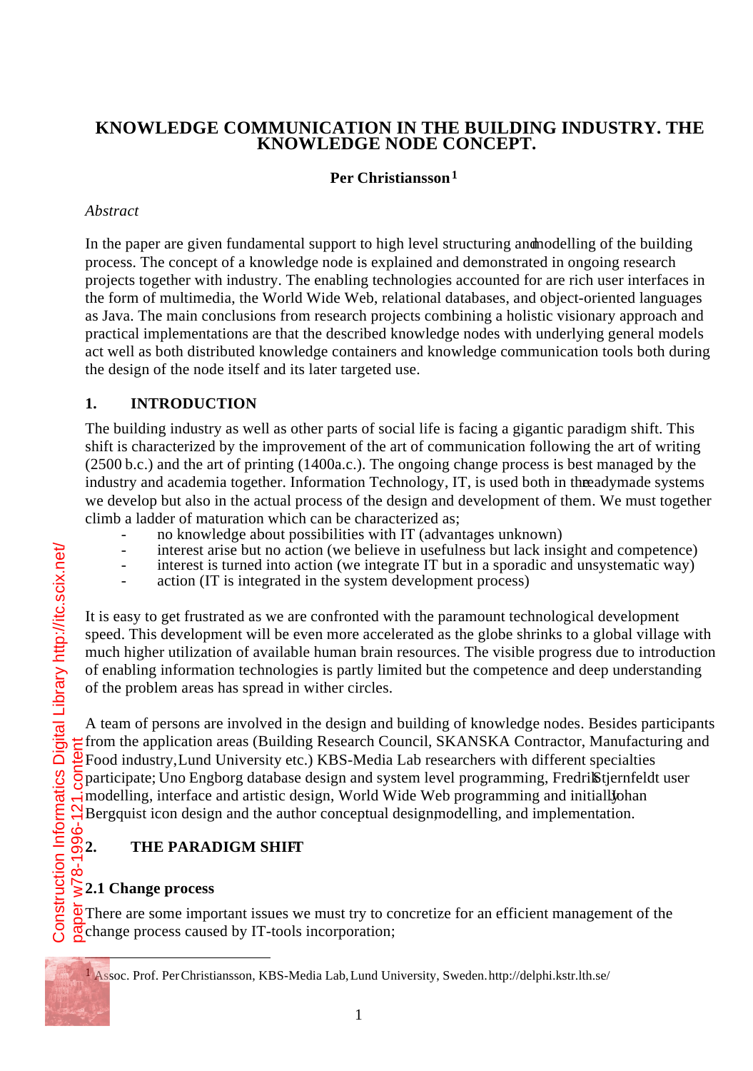# KNOWLEDGE COMMUNICATION IN THE BUILDING INDUSTRY. THE KNOWLEDGE NODE CONCEPT.

**Per Christiansson**[1]

*Abstract*

In the paper are given fundamental support to high level structuring and modelling of the building process. The concept of a knowledge node is explained and demonstrated in ongoing research projects together with industry. The enabling technologies accounted for are rich user interfaces in the form of multimedia, the World Wide Web, relational databases, and object-oriented languages as Java. The main conclusions from research projects combining a holistic visionary approach and practical implementations are that the described knowledge nodes with underlying general models act well as both distributed knowledge containers and knowledge communication tools both during the design of the node itself and its later targeted use.

## 1. INTRODUCTION

The building industry as well as other parts of social life is facing a gigantic paradigm shift. This shift is characterized by the improvement of the art of communication following the art of writing (2500 b.c.) and the art of printing (1400a.c.). The ongoing change process is best managed by the industry and academia together. Information Technology, IT, is used both in the readymade systems we develop but also in the actual process of the design and development of them. We must together climb a ladder of maturation which can be characterized as;

- no knowledge about possibilities with IT (advantages unknown)
- interest arise but no action (we believe in usefulness but lack insight and competence)
- interest is turned into action (we integrate IT but in a sporadic and unsystematic way)
- action (IT is integrated in the system development process)

It is easy to get frustrated as we are confronted with the paramount technological development speed. This development will be even more accelerated as the globe shrinks to a global village with much higher utilization of available human brain resources. The visible progress due to introduction of enabling information technologies is partly limited but the competence and deep understanding of the problem areas has spread in wither circles.

A team of persons are involved in the design and building of knowledge nodes. Besides participants from the application areas (Building Research Council, SKANSKA Contractor, Manufacturing and Food industry, Lund University etc.) KBS-Media Lab researchers with different specialties participate; Uno Engborg database design and system level programming, Fredrik Stjernfeldt user modelling, interface and artistic design, World Wide Web programming and initially Johan Bergquist icon design and the author conceptual design, modelling, and implementation.

## 2. THE PARADIGM SHIFT

### 2.1 Change process

There are some important issues we must try to concretize for an efficient management of the change process caused by IT-tools incorporation;

---

[1] Assoc. Prof. Per Christiansson, KBS-Media Lab, Lund University, Sweden. http://delphi.kstr.lth.se/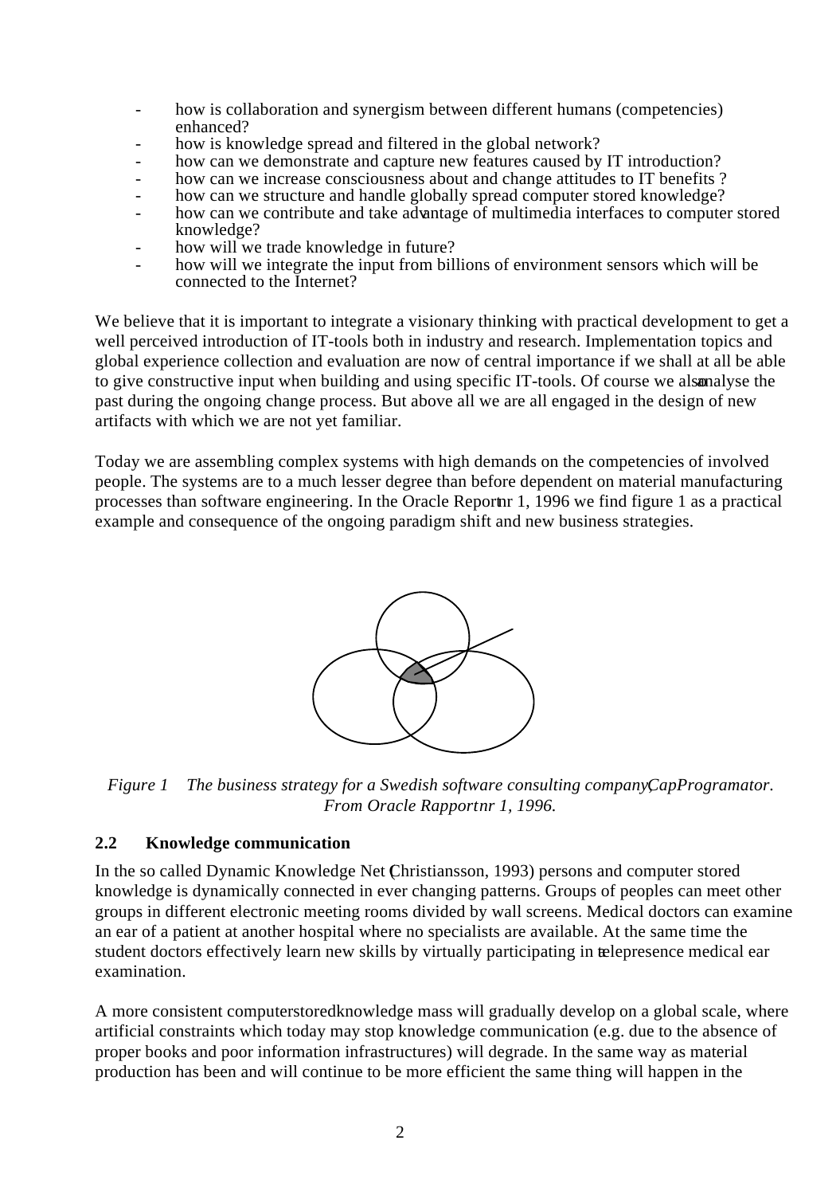- how is collaboration and synergism between different humans (competencies) enhanced?
- how is knowledge spread and filtered in the global network?
- how can we demonstrate and capture new features caused by IT introduction?
- how can we increase consciousness about and change attitudes to IT benefits ?
- how can we structure and handle globally spread computer stored knowledge?
- how can we contribute and take advantage of multimedia interfaces to computer stored knowledge?
- how will we trade knowledge in future?
- how will we integrate the input from billions of environment sensors which will be connected to the Internet?

We believe that it is important to integrate a visionary thinking with practical development to get a well perceived introduction of IT-tools both in industry and research. Implementation topics and global experience collection and evaluation are now of central importance if we shall at all be able to give constructive input when building and using specific IT-tools. Of course we also analyse the past during the ongoing change process. But above all we are all engaged in the design of new artifacts with which we are not yet familiar.

Today we are assembling complex systems with high demands on the competencies of involved people. The systems are to a much lesser degree than before dependent on material manufacturing processes than software engineering. In the Oracle Report nr 1, 1996 we find figure 1 as a practical example and consequence of the ongoing paradigm shift and new business strategies.

*Figure 1 The business strategy for a Swedish software consulting company, CapProgramator. From Oracle Rapport nr 1, 1996.*

## 2.2 Knowledge communication

In the so called Dynamic Knowledge Net (Christiansson, 1993) persons and computer stored knowledge is dynamically connected in ever changing patterns. Groups of peoples can meet other groups in different electronic meeting rooms divided by wall screens. Medical doctors can examine an ear of a patient at another hospital where no specialists are available. At the same time the student doctors effectively learn new skills by virtually participating in telepresence medical ear examination.

A more consistent computer stored knowledge mass will gradually develop on a global scale, where artificial constraints which today may stop knowledge communication (e.g. due to the absence of proper books and poor information infrastructures) will degrade. In the same way as material production has been and will continue to be more efficient the same thing will happen in the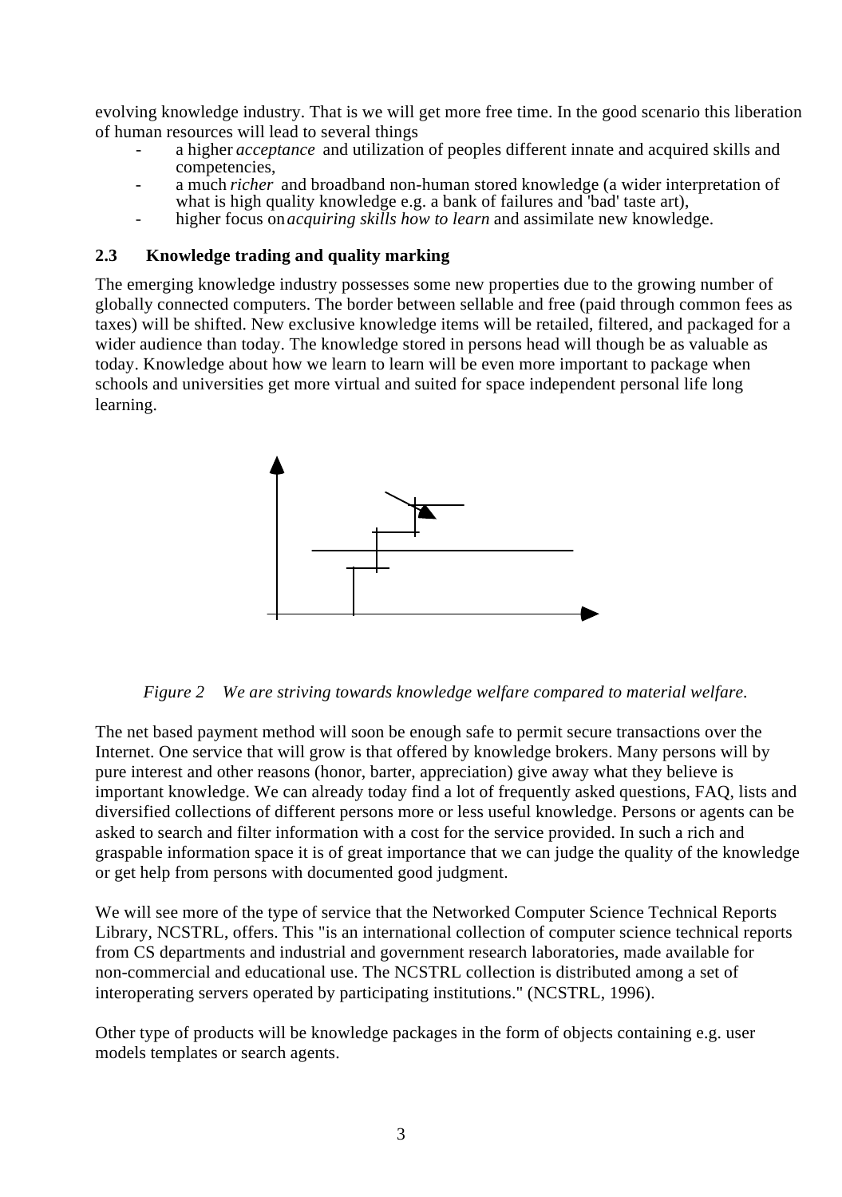evolving knowledge industry. That is we will get more free time. In the good scenario this liberation of human resources will lead to several things

- a higher *acceptance* and utilization of peoples different innate and acquired skills and competencies,
- a much *richer* and broadband non-human stored knowledge (a wider interpretation of what is high quality knowledge e.g. a bank of failures and 'bad' taste art),
- higher focus on *acquiring skills how to learn* and assimilate new knowledge.

### 2.3 Knowledge trading and quality marking

The emerging knowledge industry possesses some new properties due to the growing number of globally connected computers. The border between sellable and free (paid through common fees as taxes) will be shifted. New exclusive knowledge items will be retailed, filtered, and packaged for a wider audience than today. The knowledge stored in persons head will though be as valuable as today. Knowledge about how we learn to learn will be even more important to package when schools and universities get more virtual and suited for space independent personal life long learning.

*Figure 2 We are striving towards knowledge welfare compared to material welfare.*

The net based payment method will soon be enough safe to permit secure transactions over the Internet. One service that will grow is that offered by knowledge brokers. Many persons will by pure interest and other reasons (honor, barter, appreciation) give away what they believe is important knowledge. We can already today find a lot of frequently asked questions, FAQ, lists and diversified collections of different persons more or less useful knowledge. Persons or agents can be asked to search and filter information with a cost for the service provided. In such a rich and graspable information space it is of great importance that we can judge the quality of the knowledge or get help from persons with documented good judgment.

We will see more of the type of service that the Networked Computer Science Technical Reports Library, NCSTRL, offers. This "is an international collection of computer science technical reports from CS departments and industrial and government research laboratories, made available for non-commercial and educational use. The NCSTRL collection is distributed among a set of interoperating servers operated by participating institutions." (NCSTRL, 1996).

Other type of products will be knowledge packages in the form of objects containing e.g. user models templates or search agents.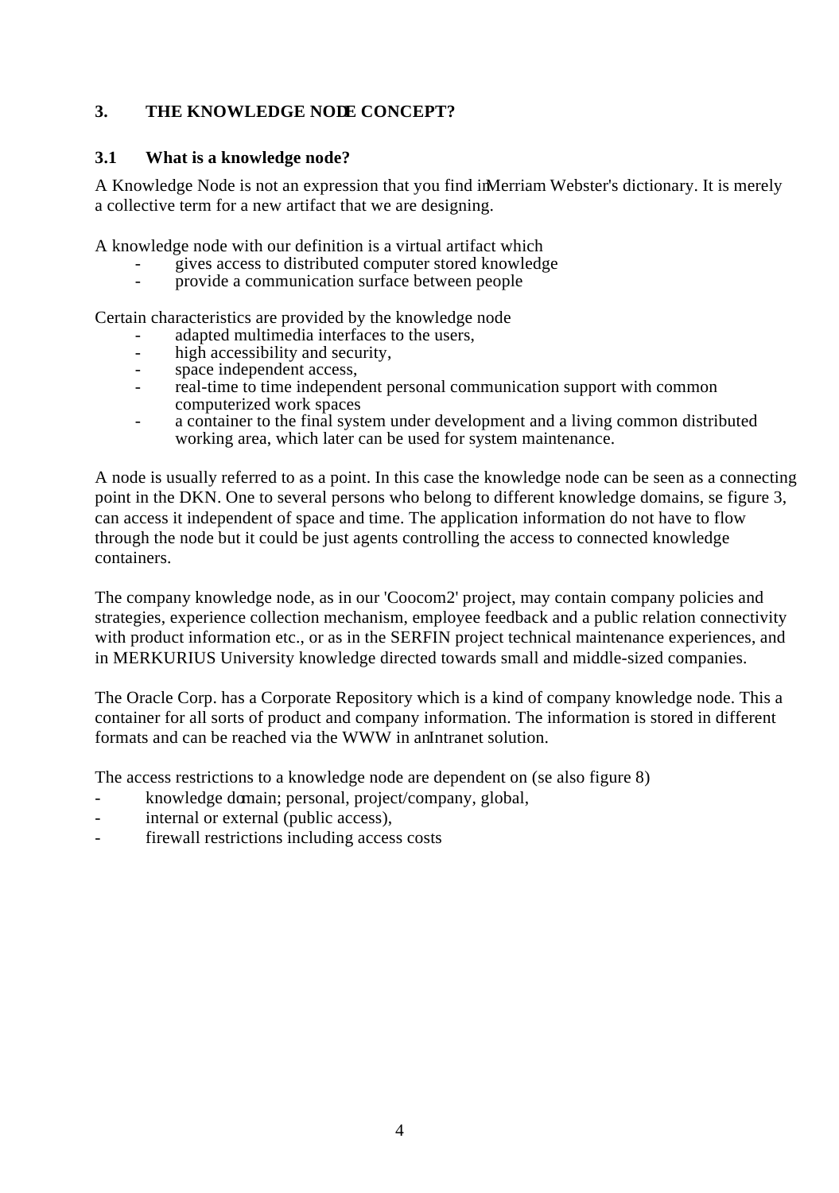# 3. THE KNOWLEDGE NODE CONCEPT?

## 3.1 What is a knowledge node?

A Knowledge Node is not an expression that you find in Merriam Webster's dictionary. It is merely a collective term for a new artifact that we are designing.

A knowledge node with our definition is a virtual artifact which

- gives access to distributed computer stored knowledge
- provide a communication surface between people

Certain characteristics are provided by the knowledge node

- adapted multimedia interfaces to the users,
- high accessibility and security,
- space independent access,
- real-time to time independent personal communication support with common computerized work spaces
- a container to the final system under development and a living common distributed working area, which later can be used for system maintenance.

A node is usually referred to as a point. In this case the knowledge node can be seen as a connecting point in the DKN. One to several persons who belong to different knowledge domains, se figure 3, can access it independent of space and time. The application information do not have to flow through the node but it could be just agents controlling the access to connected knowledge containers.

The company knowledge node, as in our 'Coocom2' project, may contain company policies and strategies, experience collection mechanism, employee feedback and a public relation connectivity with product information etc., or as in the SERFIN project technical maintenance experiences, and in MERKURIUS University knowledge directed towards small and middle-sized companies.

The Oracle Corp. has a Corporate Repository which is a kind of company knowledge node. This a container for all sorts of product and company information. The information is stored in different formats and can be reached via the WWW in an Intranet solution.

The access restrictions to a knowledge node are dependent on (se also figure 8)

- knowledge domain; personal, project/company, global,
- internal or external (public access),
- firewall restrictions including access costs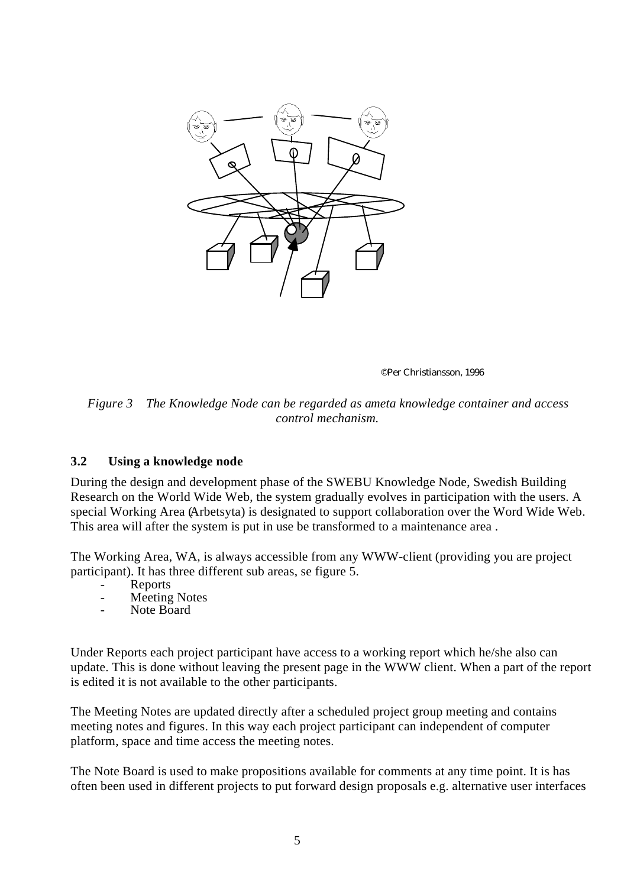©Per Christiansson, 1996

*Figure 3 The Knowledge Node can be regarded as ameta knowledge container and access control mechanism.*

### 3.2 Using a knowledge node

During the design and development phase of the SWEBU Knowledge Node, Swedish Building Research on the World Wide Web, the system gradually evolves in participation with the users. A special Working Area (Arbetsyta) is designated to support collaboration over the Word Wide Web. This area will after the system is put in use be transformed to a maintenance area .

The Working Area, WA, is always accessible from any WWW-client (providing you are project participant). It has three different sub areas, se figure 5.

- Reports
- Meeting Notes
- Note Board

Under Reports each project participant have access to a working report which he/she also can update. This is done without leaving the present page in the WWW client. When a part of the report is edited it is not available to the other participants.

The Meeting Notes are updated directly after a scheduled project group meeting and contains meeting notes and figures. In this way each project participant can independent of computer platform, space and time access the meeting notes.

The Note Board is used to make propositions available for comments at any time point. It is has often been used in different projects to put forward design proposals e.g. alternative user interfaces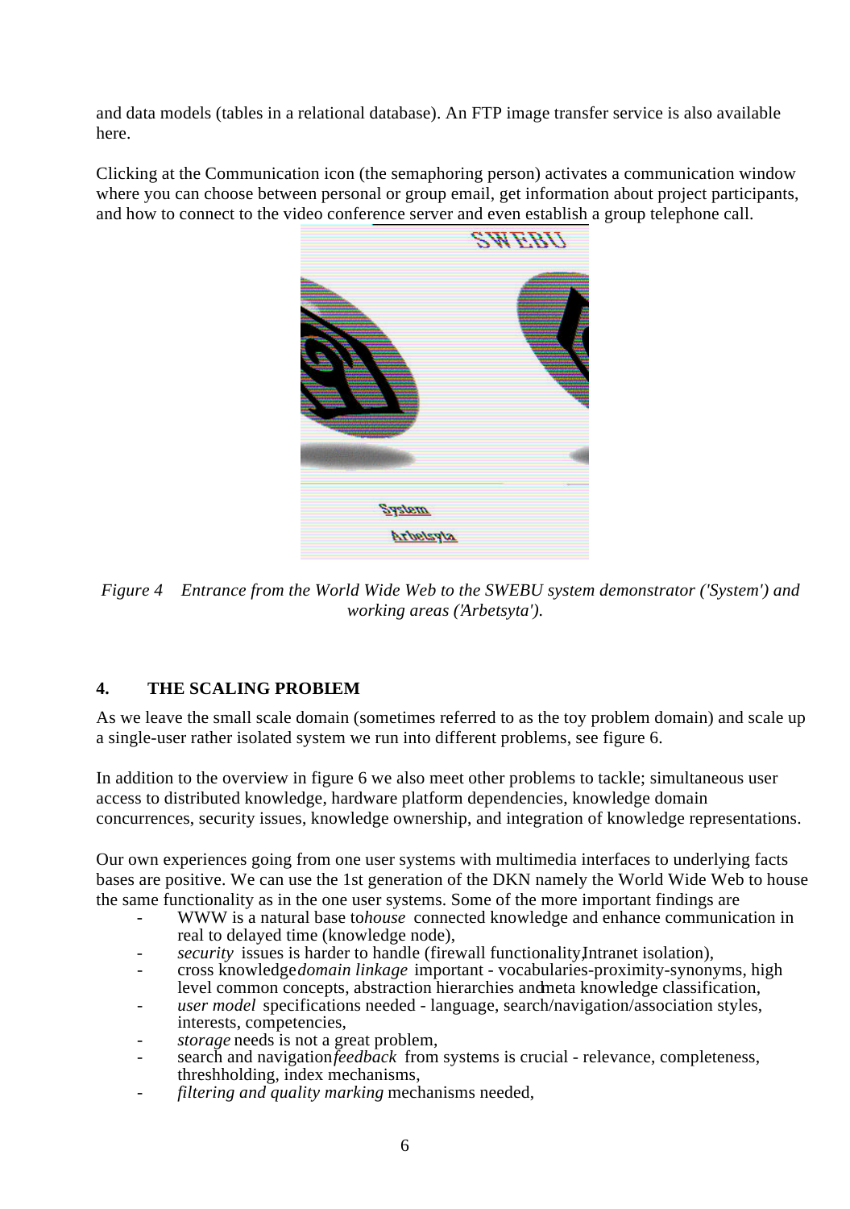and data models (tables in a relational database). An FTP image transfer service is also available here.

Clicking at the Communication icon (the semaphoring person) activates a communication window where you can choose between personal or group email, get information about project participants, and how to connect to the video conference server and even establish a group telephone call.

*Figure 4 Entrance from the World Wide Web to the SWEBU system demonstrator ('System') and working areas ('Arbetsyta').*

## 4. THE SCALING PROBLEM

As we leave the small scale domain (sometimes referred to as the toy problem domain) and scale up a single-user rather isolated system we run into different problems, see figure 6.

In addition to the overview in figure 6 we also meet other problems to tackle; simultaneous user access to distributed knowledge, hardware platform dependencies, knowledge domain concurrences, security issues, knowledge ownership, and integration of knowledge representations.

Our own experiences going from one user systems with multimedia interfaces to underlying facts bases are positive. We can use the 1st generation of the DKN namely the World Wide Web to house the same functionality as in the one user systems. Some of the more important findings are

- WWW is a natural base to *house* connected knowledge and enhance communication in real to delayed time (knowledge node),
- *security* issues is harder to handle (firewall functionality, Intranet isolation),
- cross knowledge *domain linkage* important - vocabularies-proximity-synonyms, high level common concepts, abstraction hierarchies and meta knowledge classification,
- *user model* specifications needed - language, search/navigation/association styles, interests, competencies,
- *storage* needs is not a great problem,
- search and navigation *feedback* from systems is crucial - relevance, completeness, threshholding, index mechanisms,
- *filtering and quality marking* mechanisms needed,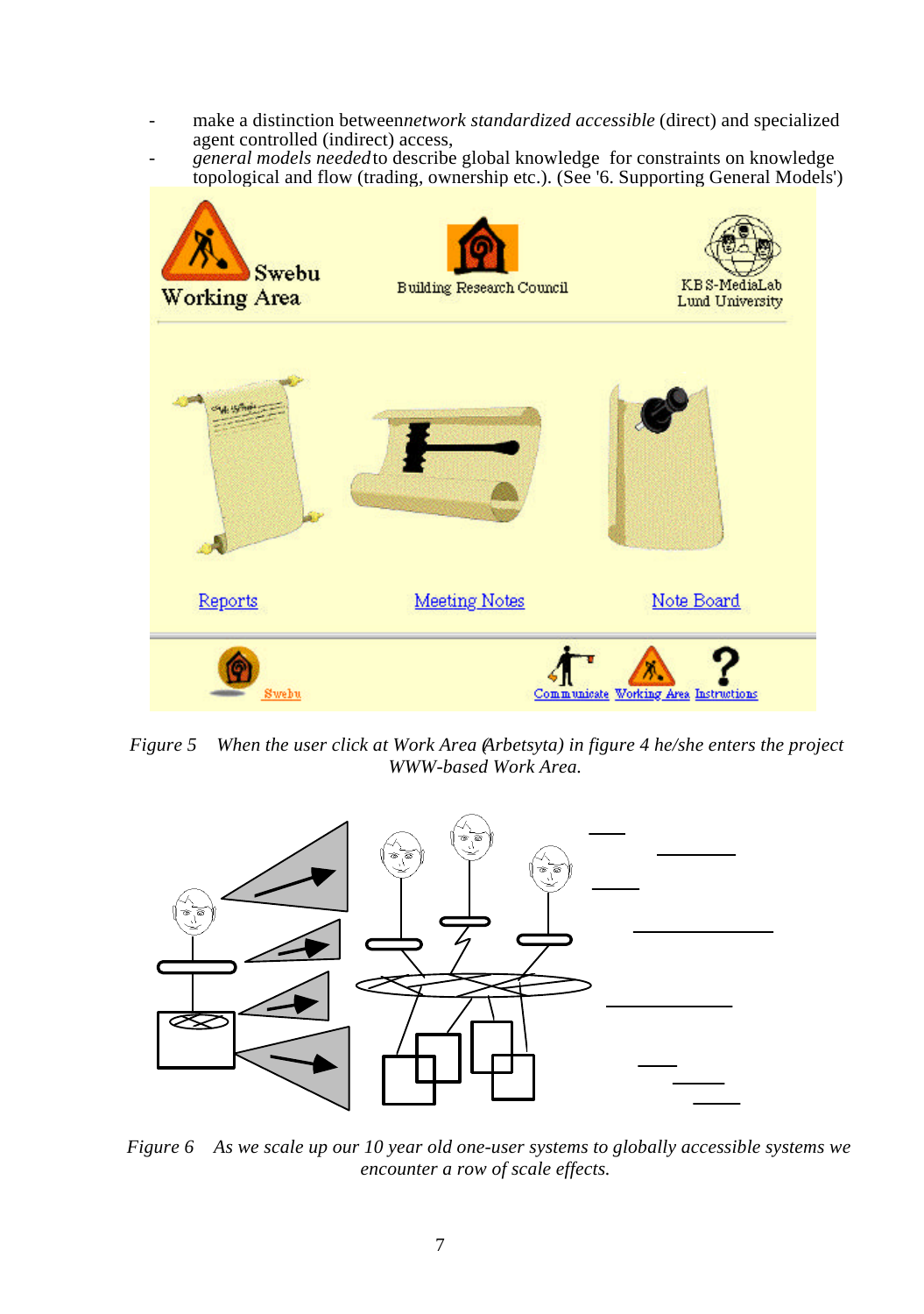- make a distinction between *network standardized accessible* (direct) and specialized agent controlled (indirect) access,
- *general models needed* to describe global knowledge for constraints on knowledge topological and flow (trading, ownership etc.). (See '6. Supporting General Models')

*Figure 5 When the user click at Work Area (Arbetsyta) in figure 4 he/she enters the project WWW-based Work Area.*

*Figure 6 As we scale up our 10 year old one-user systems to globally accessible systems we encounter a row of scale effects.*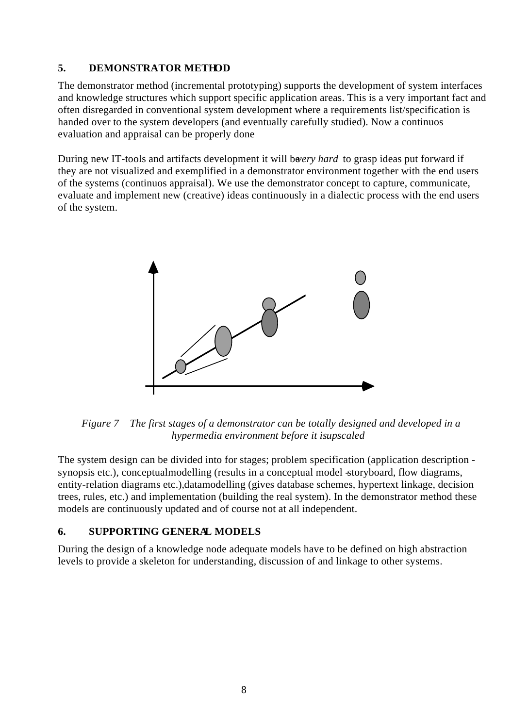## 5. DEMONSTRATOR METHOD

The demonstrator method (incremental prototyping) supports the development of system interfaces and knowledge structures which support specific application areas. This is a very important fact and often disregarded in conventional system development where a requirements list/specification is handed over to the system developers (and eventually carefully studied). Now a continuos evaluation and appraisal can be properly done

During new IT-tools and artifacts development it will be *very hard* to grasp ideas put forward if they are not visualized and exemplified in a demonstrator environment together with the end users of the systems (continuos appraisal). We use the demonstrator concept to capture, communicate, evaluate and implement new (creative) ideas continuously in a dialectic process with the end users of the system.

*Figure 7 The first stages of a demonstrator can be totally designed and developed in a hypermedia environment before it is upscaled*

The system design can be divided into for stages; problem specification (application description - synopsis etc.), conceptual modelling (results in a conceptual model - storyboard, flow diagrams, entity-relation diagrams etc.), data modelling (gives database schemes, hypertext linkage, decision trees, rules, etc.) and implementation (building the real system). In the demonstrator method these models are continuously updated and of course not at all independent.

## 6. SUPPORTING GENERAL MODELS

During the design of a knowledge node adequate models have to be defined on high abstraction levels to provide a skeleton for understanding, discussion of and linkage to other systems.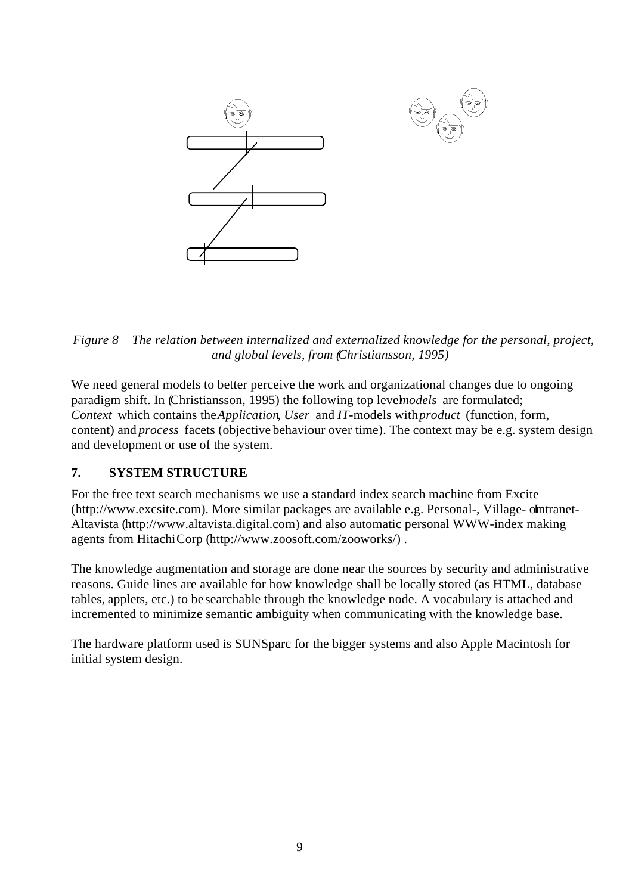*Figure 8  The relation between internalized and externalized knowledge for the personal, project, and global levels, from (Christiansson, 1995)*

We need general models to better perceive the work and organizational changes due to ongoing paradigm shift. In (Christiansson, 1995) the following top level *models* are formulated; *Context* which contains the *Application*, *User* and *IT*-models with *product* (function, form, content) and *process* facets (objective behaviour over time). The context may be e.g. system design and development or use of the system.

## 7. SYSTEM STRUCTURE

For the free text search mechanisms we use a standard index search machine from Excite (http://www.excsite.com). More similar packages are available e.g. Personal-, Village- or Intranet-Altavista (http://www.altavista.digital.com) and also automatic personal WWW-index making agents from Hitachi Corp (http://www.zoosoft.com/zooworks/) .

The knowledge augmentation and storage are done near the sources by security and administrative reasons. Guide lines are available for how knowledge shall be locally stored (as HTML, database tables, applets, etc.) to be searchable through the knowledge node. A vocabulary is attached and incremented to minimize semantic ambiguity when communicating with the knowledge base.

The hardware platform used is SUNSparc for the bigger systems and also Apple Macintosh for initial system design.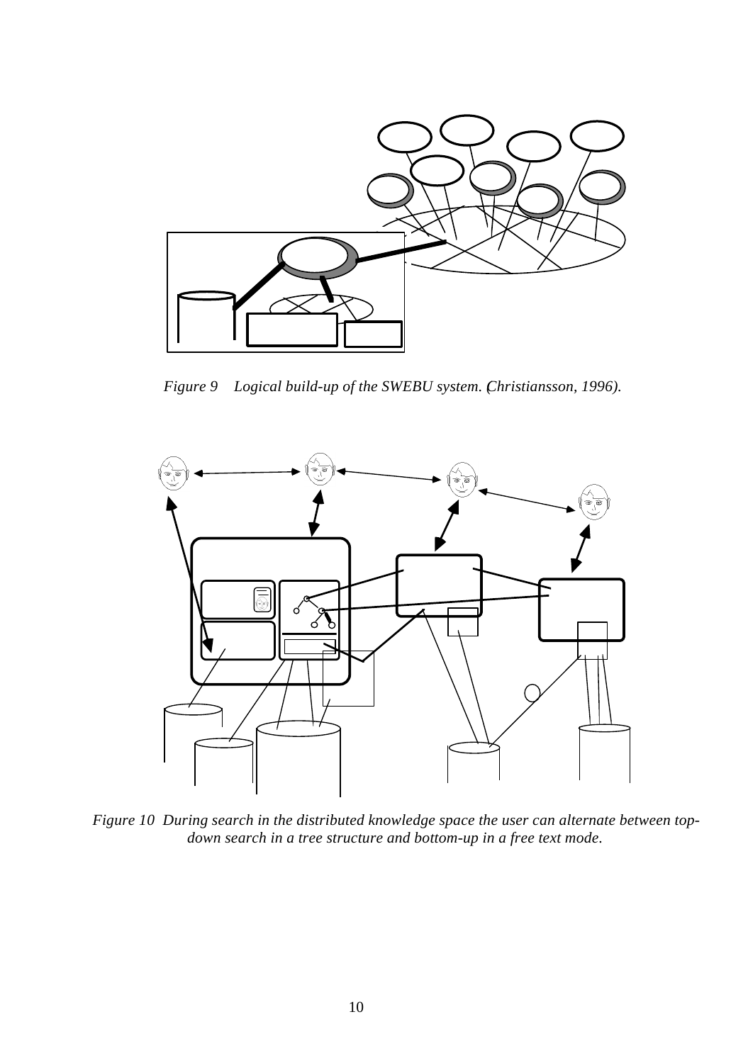*Figure 9 Logical build-up of the SWEBU system. (Christiansson, 1996).*

*Figure 10 During search in the distributed knowledge space the user can alternate between top-down search in a tree structure and bottom-up in a free text mode.*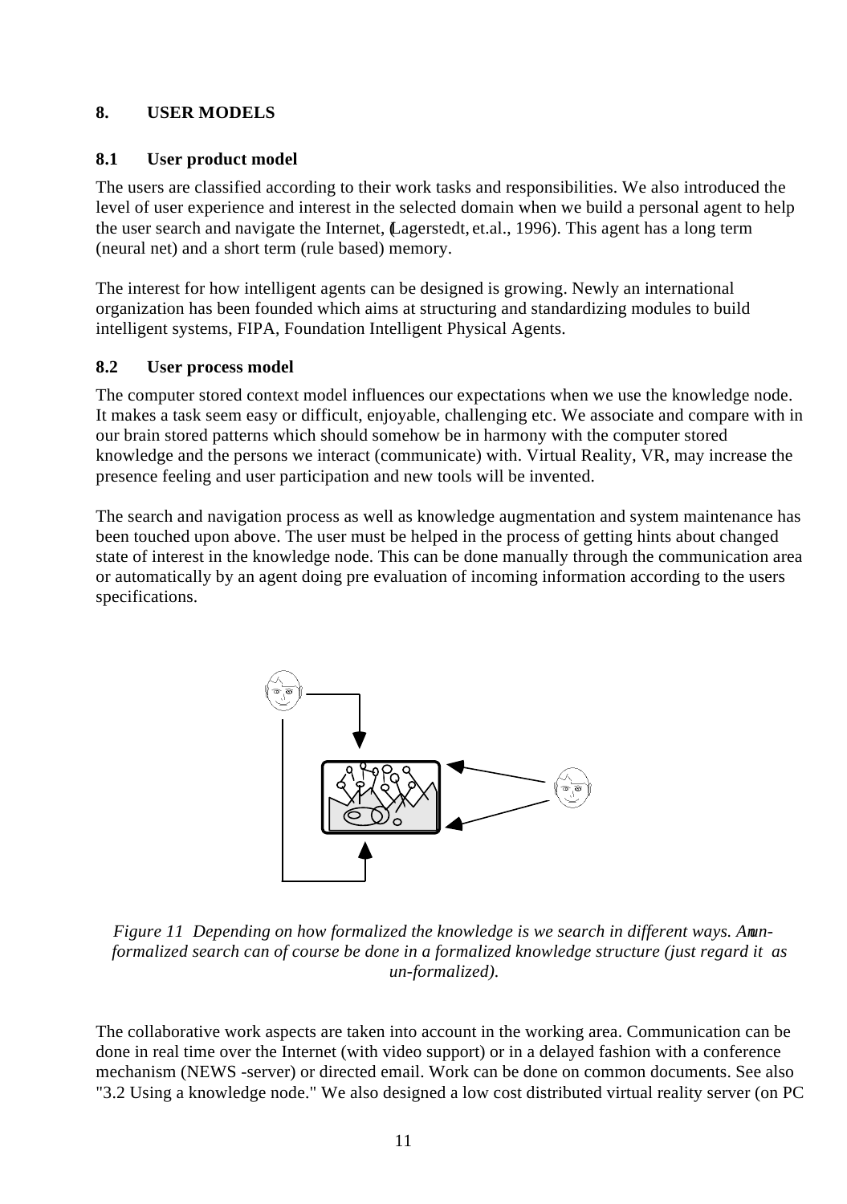## 8. USER MODELS

### 8.1 User product model

The users are classified according to their work tasks and responsibilities. We also introduced the level of user experience and interest in the selected domain when we build a personal agent to help the user search and navigate the Internet, (Lagerstedt, et.al., 1996). This agent has a long term (neural net) and a short term (rule based) memory.

The interest for how intelligent agents can be designed is growing. Newly an international organization has been founded which aims at structuring and standardizing modules to build intelligent systems, FIPA, Foundation Intelligent Physical Agents.

### 8.2 User process model

The computer stored context model influences our expectations when we use the knowledge node. It makes a task seem easy or difficult, enjoyable, challenging etc. We associate and compare with in our brain stored patterns which should somehow be in harmony with the computer stored knowledge and the persons we interact (communicate) with. Virtual Reality, VR, may increase the presence feeling and user participation and new tools will be invented.

The search and navigation process as well as knowledge augmentation and system maintenance has been touched upon above. The user must be helped in the process of getting hints about changed state of interest in the knowledge node. This can be done manually through the communication area or automatically by an agent doing pre evaluation of incoming information according to the users specifications.

*Figure 11 Depending on how formalized the knowledge is we search in different ways. An un-formalized search can of course be done in a formalized knowledge structure (just regard it as un-formalized).*

The collaborative work aspects are taken into account in the working area. Communication can be done in real time over the Internet (with video support) or in a delayed fashion with a conference mechanism (NEWS -server) or directed email. Work can be done on common documents. See also "3.2 Using a knowledge node." We also designed a low cost distributed virtual reality server (on PC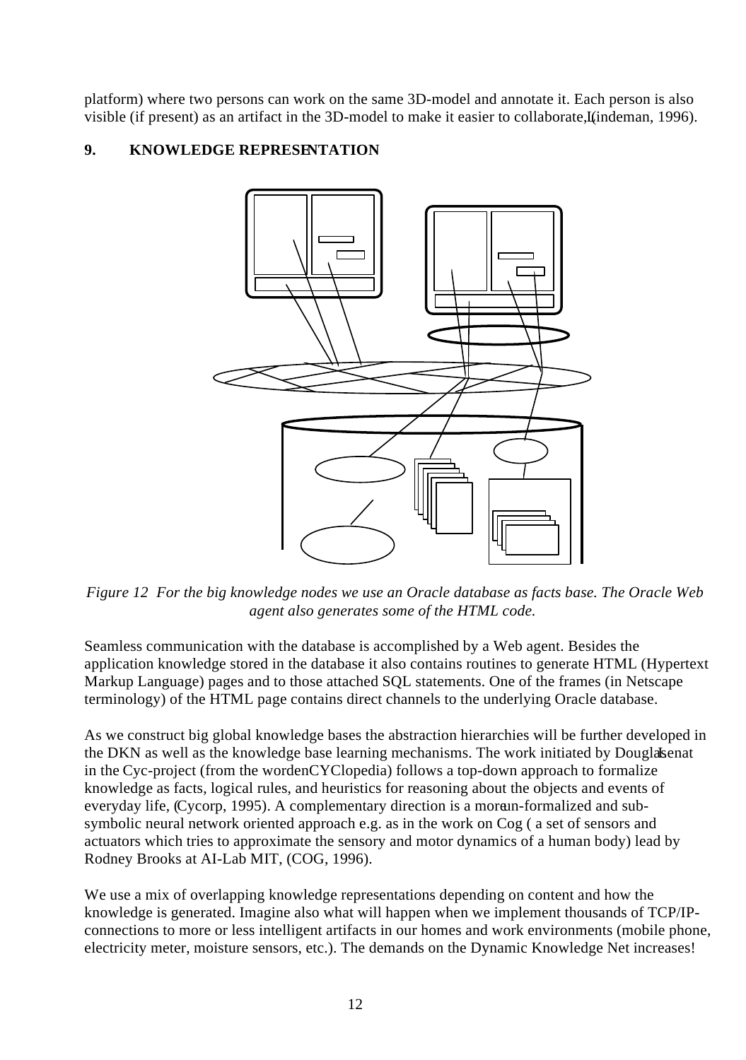platform) where two persons can work on the same 3D-model and annotate it. Each person is also visible (if present) as an artifact in the 3D-model to make it easier to collaborate, (Lindeman, 1996).

## 9. KNOWLEDGE REPRESENTATION

*Figure 12 For the big knowledge nodes we use an Oracle database as facts base. The Oracle Web agent also generates some of the HTML code.*

Seamless communication with the database is accomplished by a Web agent. Besides the application knowledge stored in the database it also contains routines to generate HTML (Hypertext Markup Language) pages and to those attached SQL statements. One of the frames (in Netscape terminology) of the HTML page contains direct channels to the underlying Oracle database.

As we construct big global knowledge bases the abstraction hierarchies will be further developed in the DKN as well as the knowledge base learning mechanisms. The work initiated by Douglas Lenat in the Cyc-project (from the word enCYClopedia) follows a top-down approach to formalize knowledge as facts, logical rules, and heuristics for reasoning about the objects and events of everyday life, (Cycorp, 1995). A complementary direction is a more un-formalized and sub-symbolic neural network oriented approach e.g. as in the work on Cog ( a set of sensors and actuators which tries to approximate the sensory and motor dynamics of a human body) lead by Rodney Brooks at AI-Lab MIT, (COG, 1996).

We use a mix of overlapping knowledge representations depending on content and how the knowledge is generated. Imagine also what will happen when we implement thousands of TCP/IP-connections to more or less intelligent artifacts in our homes and work environments (mobile phone, electricity meter, moisture sensors, etc.). The demands on the Dynamic Knowledge Net increases!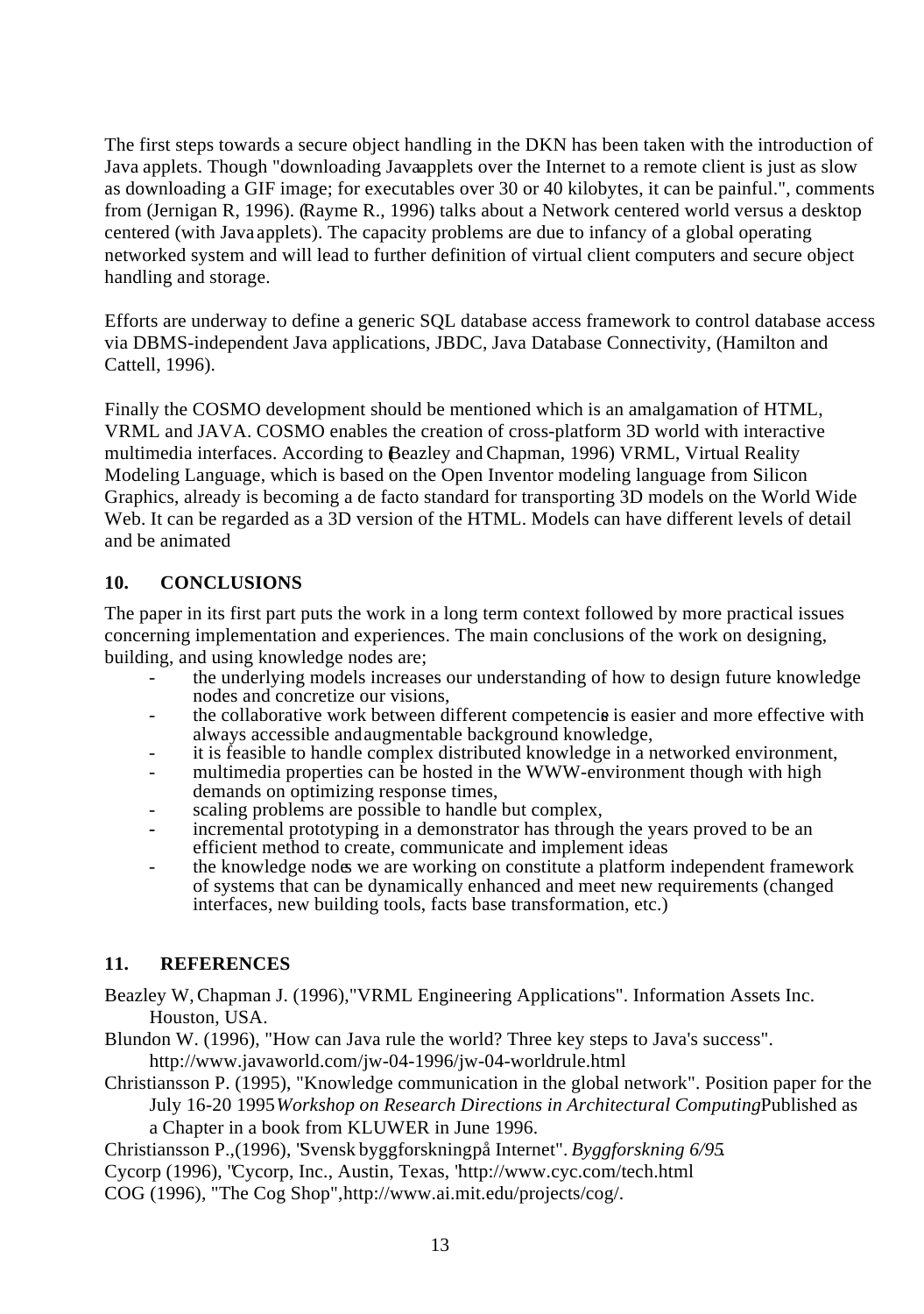The first steps towards a secure object handling in the DKN has been taken with the introduction of Java applets. Though "downloading Java applets over the Internet to a remote client is just as slow as downloading a GIF image; for executables over 30 or 40 kilobytes, it can be painful.", comments from (Jernigan R, 1996). (Rayme R., 1996) talks about a Network centered world versus a desktop centered (with Java applets). The capacity problems are due to infancy of a global operating networked system and will lead to further definition of virtual client computers and secure object handling and storage.

Efforts are underway to define a generic SQL database access framework to control database access via DBMS-independent Java applications, JBDC, Java Database Connectivity, (Hamilton and Cattell, 1996).

Finally the COSMO development should be mentioned which is an amalgamation of HTML, VRML and JAVA. COSMO enables the creation of cross-platform 3D world with interactive multimedia interfaces. According to (Beazley and Chapman, 1996) VRML, Virtual Reality Modeling Language, which is based on the Open Inventor modeling language from Silicon Graphics, already is becoming a de facto standard for transporting 3D models on the World Wide Web. It can be regarded as a 3D version of the HTML. Models can have different levels of detail and be animated

## 10. CONCLUSIONS

The paper in its first part puts the work in a long term context followed by more practical issues concerning implementation and experiences. The main conclusions of the work on designing, building, and using knowledge nodes are;

- the underlying models increases our understanding of how to design future knowledge nodes and concretize our visions,
- the collaborative work between different competencies is easier and more effective with always accessible and augmentable background knowledge,
- it is feasible to handle complex distributed knowledge in a networked environment,
- multimedia properties can be hosted in the WWW-environment though with high demands on optimizing response times,
- scaling problems are possible to handle but complex,
- incremental prototyping in a demonstrator has through the years proved to be an efficient method to create, communicate and implement ideas
- the knowledge nodes we are working on constitute a platform independent framework of systems that can be dynamically enhanced and meet new requirements (changed interfaces, new building tools, facts base transformation, etc.)

## 11. REFERENCES

Beazley W, Chapman J. (1996),"VRML Engineering Applications". Information Assets Inc. Houston, USA.

Blundon W. (1996), "How can Java rule the world? Three key steps to Java's success". http://www.javaworld.com/jw-04-1996/jw-04-worldrule.html

Christiansson P. (1995), "Knowledge communication in the global network". Position paper for the July 16-20 1995 *Workshop on Research Directions in Architectural Computing*. Published as a Chapter in a book from KLUWER in June 1996.

Christiansson P.,(1996), "Svensk byggforskning på Internet". *Byggforskning 6/95*.

Cycorp (1996), "Cycorp, Inc., Austin, Texas, "http://www.cyc.com/tech.html

COG (1996), "The Cog Shop",http://www.ai.mit.edu/projects/cog/.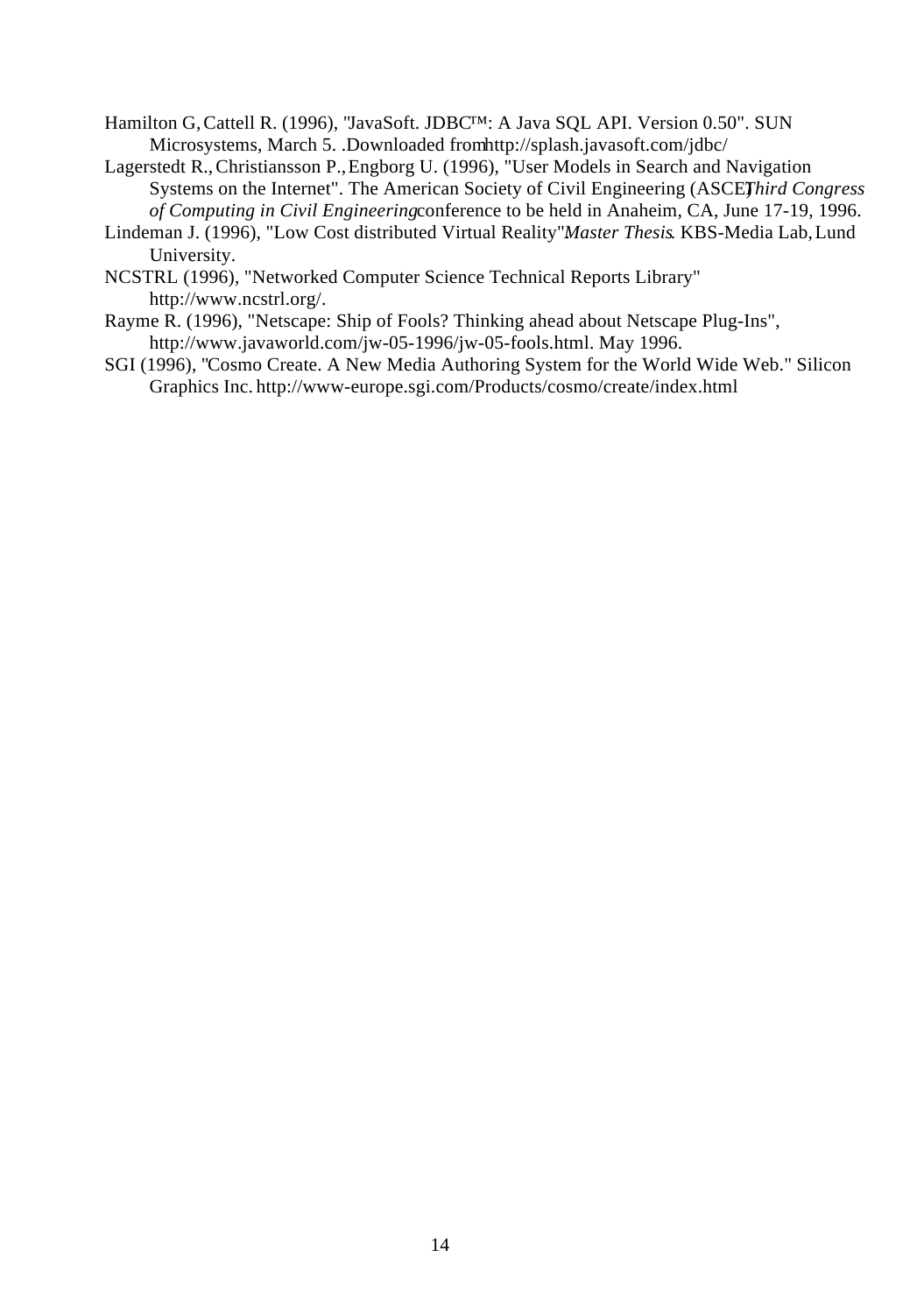Hamilton G, Cattell R. (1996), "JavaSoft. JDBC™: A Java SQL API. Version 0.50". SUN Microsystems, March 5. .Downloaded from http://splash.javasoft.com/jdbc/

Lagerstedt R., Christiansson P., Engborg U. (1996), "User Models in Search and Navigation Systems on the Internet". The American Society of Civil Engineering (ASCE) *Third Congress of Computing in Civil Engineering* conference to be held in Anaheim, CA, June 17-19, 1996.

Lindeman J. (1996), "Low Cost distributed Virtual Reality" *Master Thesis*. KBS-Media Lab, Lund University.

NCSTRL (1996), "Networked Computer Science Technical Reports Library" http://www.ncstrl.org/.

Rayme R. (1996), "Netscape: Ship of Fools? Thinking ahead about Netscape Plug-Ins", http://www.javaworld.com/jw-05-1996/jw-05-fools.html. May 1996.

SGI (1996), "Cosmo Create. A New Media Authoring System for the World Wide Web." Silicon Graphics Inc. http://www-europe.sgi.com/Products/cosmo/create/index.html